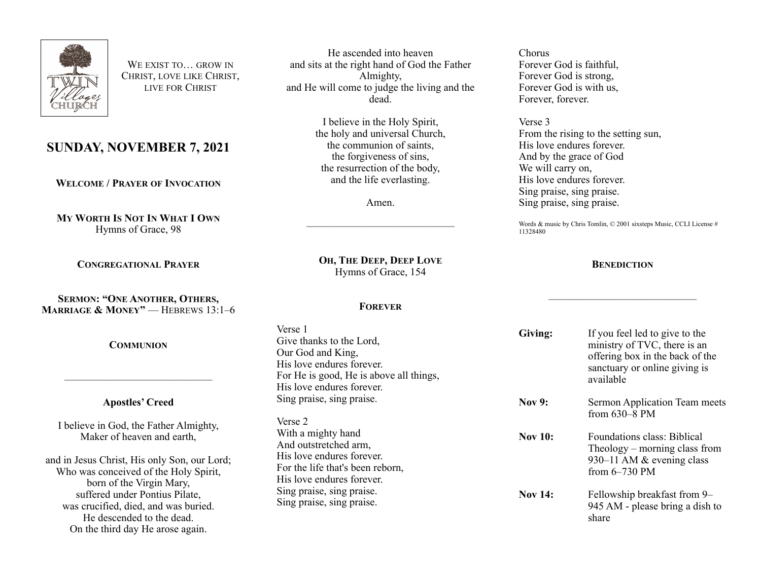We exist to… grow in Christ, love like Christ, live for Christ

# SUNDAY, NOVEMBER 7, 2021

**Welcome / Prayer of Invocation**

**My Worth Is Not In What I Own**
Hymns of Grace, 98

**Congregational Prayer**

**Sermon: "One Another, Others, Marriage & Money"** — Hebrews 13:1–6

**Communion**

---

**Apostles' Creed**

I believe in God, the Father Almighty,
Maker of heaven and earth,

and in Jesus Christ, His only Son, our Lord;
Who was conceived of the Holy Spirit,
born of the Virgin Mary,
suffered under Pontius Pilate,
was crucified, died, and was buried.
He descended to the dead.
On the third day He arose again.
He ascended into heaven
and sits at the right hand of God the Father Almighty,
and He will come to judge the living and the dead.

I believe in the Holy Spirit,
the holy and universal Church,
the communion of saints,
the forgiveness of sins,
the resurrection of the body,
and the life everlasting.

Amen.

---

**Oh, The Deep, Deep Love**
Hymns of Grace, 154

**Forever**

Verse 1
Give thanks to the Lord,
Our God and King,
His love endures forever.
For He is good, He is above all things,
His love endures forever.
Sing praise, sing praise.

Verse 2
With a mighty hand
And outstretched arm,
His love endures forever.
For the life that's been reborn,
His love endures forever.
Sing praise, sing praise.
Sing praise, sing praise.

Chorus
Forever God is faithful,
Forever God is strong,
Forever God is with us,
Forever, forever.

Verse 3
From the rising to the setting sun,
His love endures forever.
And by the grace of God
We will carry on,
His love endures forever.
Sing praise, sing praise.
Sing praise, sing praise.

Words & music by Chris Tomlin, © 2001 sixsteps Music, CCLI License # 11328480

**Benediction**

---

**Giving:** If you feel led to give to the ministry of TVC, there is an offering box in the back of the sanctuary or online giving is available

**Nov 9:** Sermon Application Team meets from 630–8 PM

**Nov 10:** Foundations class: Biblical Theology – morning class from 930–11 AM & evening class from 6–730 PM

**Nov 14:** Fellowship breakfast from 9–945 AM - please bring a dish to share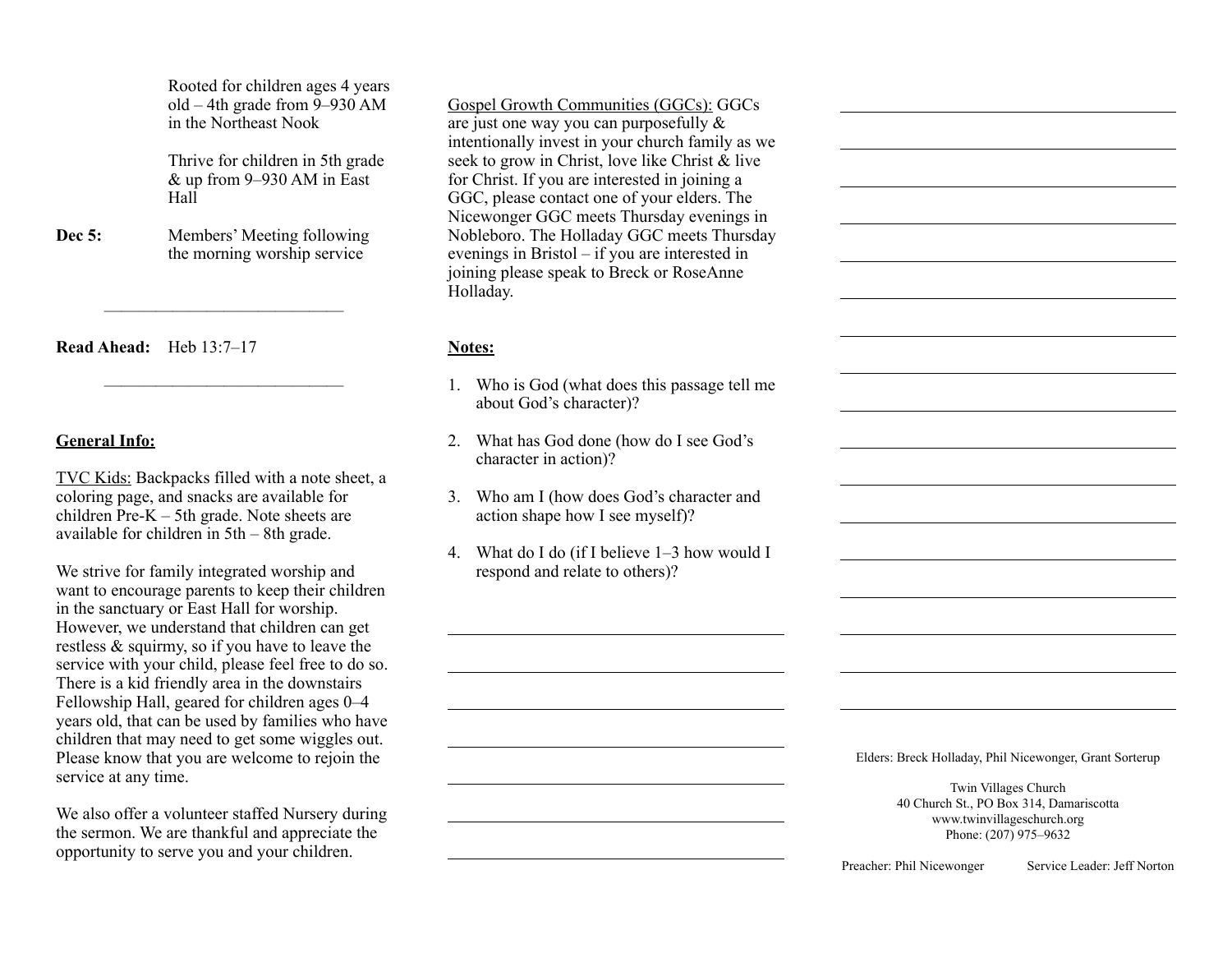Rooted for children ages 4 years old – 4th grade from 9–930 AM in the Northeast Nook

Thrive for children in 5th grade & up from 9–930 AM in East Hall

**Dec 5:** Members' Meeting following the morning worship service

---

**Read Ahead:** Heb 13:7–17

---

**General Info:**

TVC Kids: Backpacks filled with a note sheet, a coloring page, and snacks are available for children Pre-K – 5th grade. Note sheets are available for children in 5th – 8th grade.

We strive for family integrated worship and want to encourage parents to keep their children in the sanctuary or East Hall for worship. However, we understand that children can get restless & squirmy, so if you have to leave the service with your child, please feel free to do so. There is a kid friendly area in the downstairs Fellowship Hall, geared for children ages 0–4 years old, that can be used by families who have children that may need to get some wiggles out. Please know that you are welcome to rejoin the service at any time.

We also offer a volunteer staffed Nursery during the sermon. We are thankful and appreciate the opportunity to serve you and your children.

Gospel Growth Communities (GGCs): GGCs are just one way you can purposefully & intentionally invest in your church family as we seek to grow in Christ, love like Christ & live for Christ. If you are interested in joining a GGC, please contact one of your elders. The Nicewonger GGC meets Thursday evenings in Nobleboro. The Holladay GGC meets Thursday evenings in Bristol – if you are interested in joining please speak to Breck or RoseAnne Holladay.

**Notes:**

1. Who is God (what does this passage tell me about God's character)?
2. What has God done (how do I see God's character in action)?
3. Who am I (how does God's character and action shape how I see myself)?
4. What do I do (if I believe 1–3 how would I respond and relate to others)?

Elders: Breck Holladay, Phil Nicewonger, Grant Sorterup

Twin Villages Church
40 Church St., PO Box 314, Damariscotta
www.twinvillageschurch.org
Phone: (207) 975–9632

Preacher: Phil Nicewonger    Service Leader: Jeff Norton